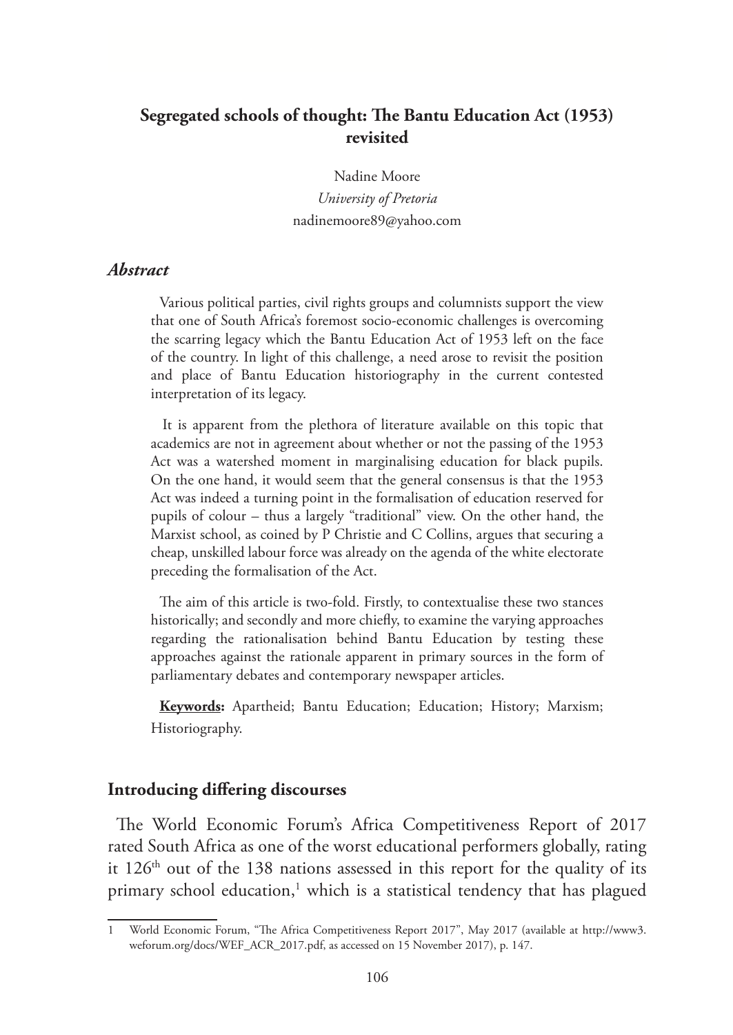# Segregated schools of thought: The Bantu Education Act (1953) revisited

Nadine Moore

*University of Pretoria*

nadinemoore89@yahoo.com

## *Abstract*

Various political parties, civil rights groups and columnists support the view that one of South Africa's foremost socio-economic challenges is overcoming the scarring legacy which the Bantu Education Act of 1953 left on the face of the country. In light of this challenge, a need arose to revisit the position and place of Bantu Education historiography in the current contested interpretation of its legacy.

It is apparent from the plethora of literature available on this topic that academics are not in agreement about whether or not the passing of the 1953 Act was a watershed moment in marginalising education for black pupils. On the one hand, it would seem that the general consensus is that the 1953 Act was indeed a turning point in the formalisation of education reserved for pupils of colour – thus a largely "traditional" view. On the other hand, the Marxist school, as coined by P Christie and C Collins, argues that securing a cheap, unskilled labour force was already on the agenda of the white electorate preceding the formalisation of the Act.

The aim of this article is two-fold. Firstly, to contextualise these two stances historically; and secondly and more chiefly, to examine the varying approaches regarding the rationalisation behind Bantu Education by testing these approaches against the rationale apparent in primary sources in the form of parliamentary debates and contemporary newspaper articles.

**Keywords:** Apartheid; Bantu Education; Education; History; Marxism; Historiography.

## Introducing differing discourses

The World Economic Forum's Africa Competitiveness Report of 2017 rated South Africa as one of the worst educational performers globally, rating it 126th out of the 138 nations assessed in this report for the quality of its primary school education,[1] which is a statistical tendency that has plagued

1 World Economic Forum, "The Africa Competitiveness Report 2017", May 2017 (available at http://www3.weforum.org/docs/WEF_ACR_2017.pdf, as accessed on 15 November 2017), p. 147.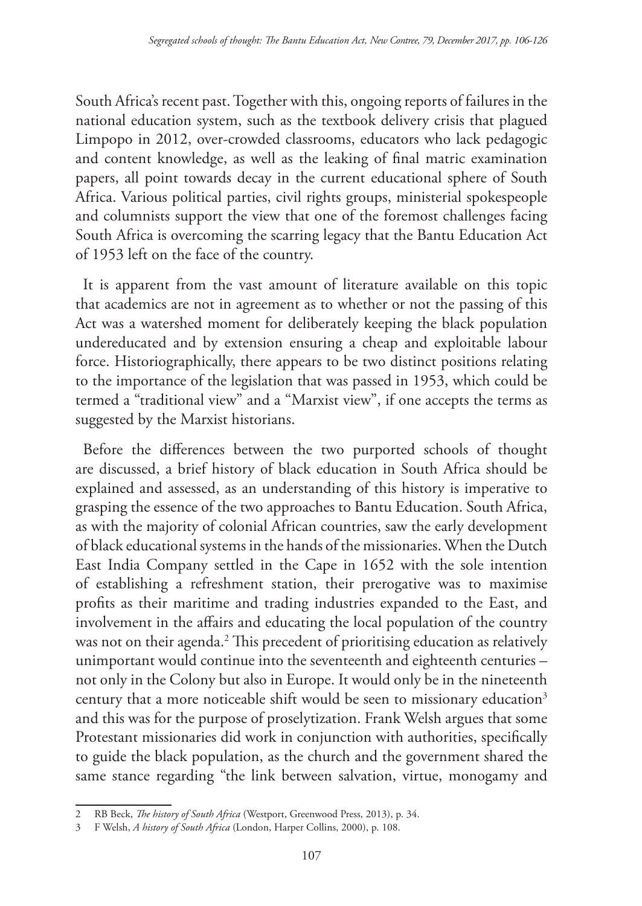South Africa's recent past. Together with this, ongoing reports of failures in the national education system, such as the textbook delivery crisis that plagued Limpopo in 2012, over-crowded classrooms, educators who lack pedagogic and content knowledge, as well as the leaking of final matric examination papers, all point towards decay in the current educational sphere of South Africa. Various political parties, civil rights groups, ministerial spokespeople and columnists support the view that one of the foremost challenges facing South Africa is overcoming the scarring legacy that the Bantu Education Act of 1953 left on the face of the country.

It is apparent from the vast amount of literature available on this topic that academics are not in agreement as to whether or not the passing of this Act was a watershed moment for deliberately keeping the black population undereducated and by extension ensuring a cheap and exploitable labour force. Historiographically, there appears to be two distinct positions relating to the importance of the legislation that was passed in 1953, which could be termed a "traditional view" and a "Marxist view", if one accepts the terms as suggested by the Marxist historians.

Before the differences between the two purported schools of thought are discussed, a brief history of black education in South Africa should be explained and assessed, as an understanding of this history is imperative to grasping the essence of the two approaches to Bantu Education. South Africa, as with the majority of colonial African countries, saw the early development of black educational systems in the hands of the missionaries. When the Dutch East India Company settled in the Cape in 1652 with the sole intention of establishing a refreshment station, their prerogative was to maximise profits as their maritime and trading industries expanded to the East, and involvement in the affairs and educating the local population of the country was not on their agenda.[2] This precedent of prioritising education as relatively unimportant would continue into the seventeenth and eighteenth centuries – not only in the Colony but also in Europe. It would only be in the nineteenth century that a more noticeable shift would be seen to missionary education[3] and this was for the purpose of proselytization. Frank Welsh argues that some Protestant missionaries did work in conjunction with authorities, specifically to guide the black population, as the church and the government shared the same stance regarding "the link between salvation, virtue, monogamy and

---

2 RB Beck, *The history of South Africa* (Westport, Greenwood Press, 2013), p. 34.

3 F Welsh, *A history of South Africa* (London, Harper Collins, 2000), p. 108.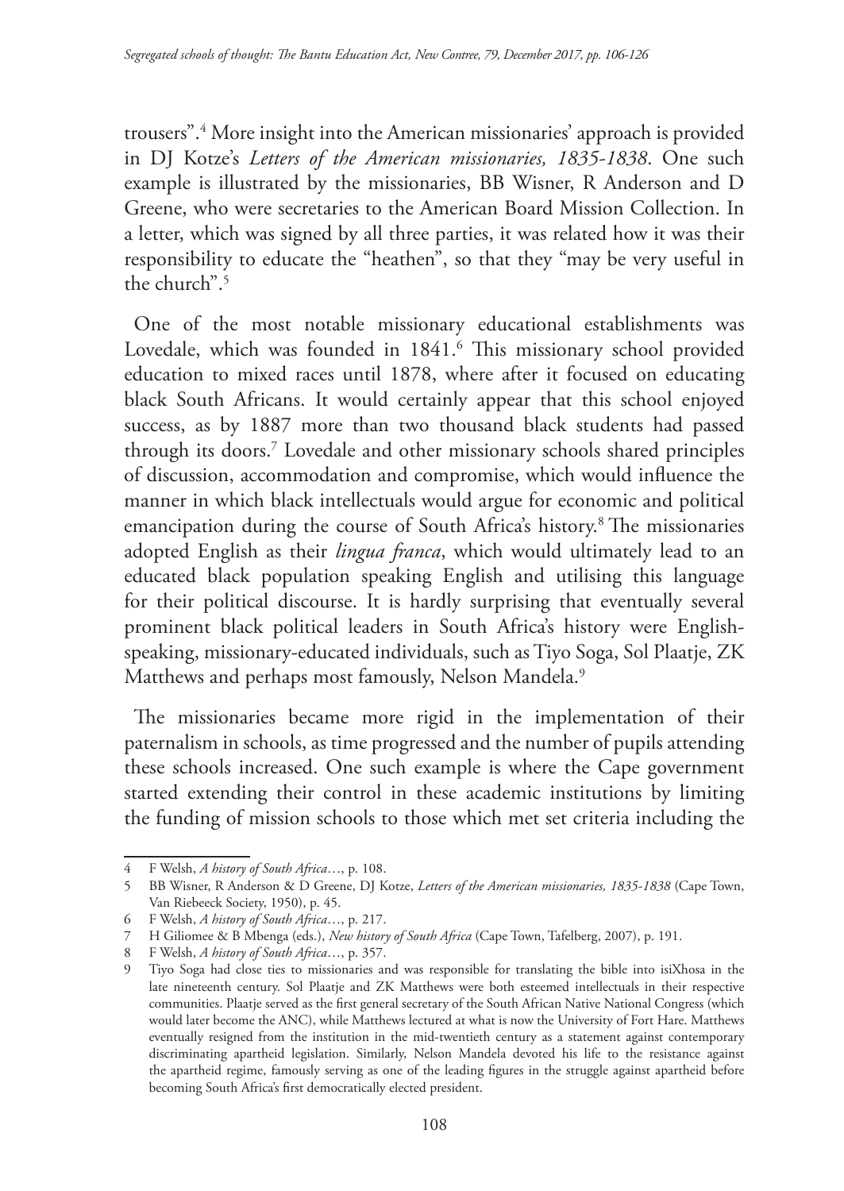trousers".[4] More insight into the American missionaries' approach is provided in DJ Kotze's *Letters of the American missionaries, 1835-1838*. One such example is illustrated by the missionaries, BB Wisner, R Anderson and D Greene, who were secretaries to the American Board Mission Collection. In a letter, which was signed by all three parties, it was related how it was their responsibility to educate the "heathen", so that they "may be very useful in the church".[5]

One of the most notable missionary educational establishments was Lovedale, which was founded in 1841.[6] This missionary school provided education to mixed races until 1878, where after it focused on educating black South Africans. It would certainly appear that this school enjoyed success, as by 1887 more than two thousand black students had passed through its doors.[7] Lovedale and other missionary schools shared principles of discussion, accommodation and compromise, which would influence the manner in which black intellectuals would argue for economic and political emancipation during the course of South Africa's history.[8] The missionaries adopted English as their *lingua franca*, which would ultimately lead to an educated black population speaking English and utilising this language for their political discourse. It is hardly surprising that eventually several prominent black political leaders in South Africa's history were English-speaking, missionary-educated individuals, such as Tiyo Soga, Sol Plaatje, ZK Matthews and perhaps most famously, Nelson Mandela.[9]

The missionaries became more rigid in the implementation of their paternalism in schools, as time progressed and the number of pupils attending these schools increased. One such example is where the Cape government started extending their control in these academic institutions by limiting the funding of mission schools to those which met set criteria including the

---

4 F Welsh, *A history of South Africa*..., p. 108.

5 BB Wisner, R Anderson & D Greene, DJ Kotze, *Letters of the American missionaries, 1835-1838* (Cape Town, Van Riebeeck Society, 1950), p. 45.

6 F Welsh, *A history of South Africa*..., p. 217.

7 H Giliomee & B Mbenga (eds.), *New history of South Africa* (Cape Town, Tafelberg, 2007), p. 191.

8 F Welsh, *A history of South Africa*..., p. 357.

9 Tiyo Soga had close ties to missionaries and was responsible for translating the bible into isiXhosa in the late nineteenth century. Sol Plaatje and ZK Matthews were both esteemed intellectuals in their respective communities. Plaatje served as the first general secretary of the South African Native National Congress (which would later become the ANC), while Matthews lectured at what is now the University of Fort Hare. Matthews eventually resigned from the institution in the mid-twentieth century as a statement against contemporary discriminating apartheid legislation. Similarly, Nelson Mandela devoted his life to the resistance against the apartheid regime, famously serving as one of the leading figures in the struggle against apartheid before becoming South Africa's first democratically elected president.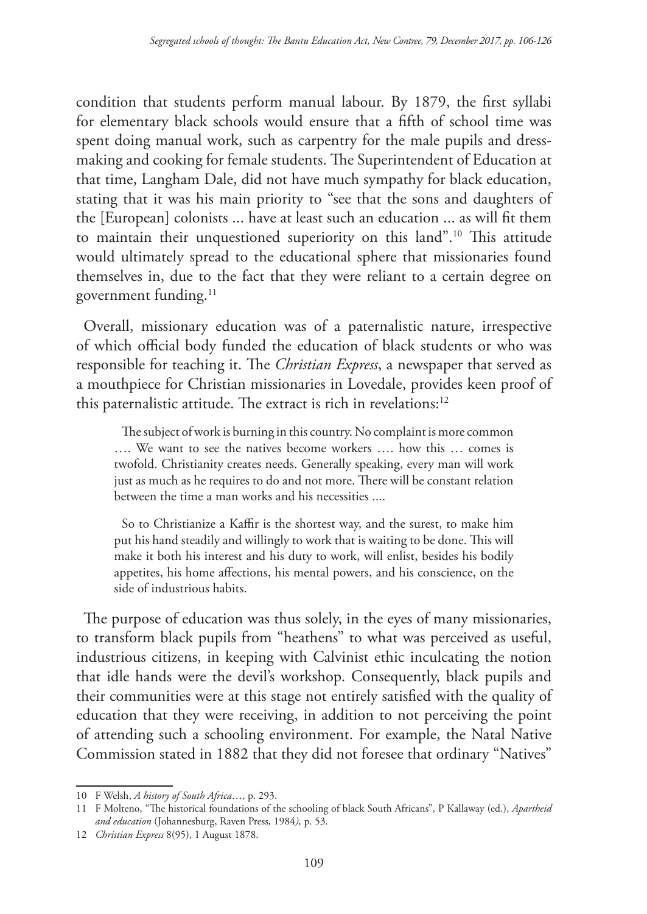condition that students perform manual labour. By 1879, the first syllabi for elementary black schools would ensure that a fifth of school time was spent doing manual work, such as carpentry for the male pupils and dress-making and cooking for female students. The Superintendent of Education at that time, Langham Dale, did not have much sympathy for black education, stating that it was his main priority to "see that the sons and daughters of the [European] colonists ... have at least such an education ... as will fit them to maintain their unquestioned superiority on this land".[10] This attitude would ultimately spread to the educational sphere that missionaries found themselves in, due to the fact that they were reliant to a certain degree on government funding.[11]

Overall, missionary education was of a paternalistic nature, irrespective of which official body funded the education of black students or who was responsible for teaching it. The *Christian Express*, a newspaper that served as a mouthpiece for Christian missionaries in Lovedale, provides keen proof of this paternalistic attitude. The extract is rich in revelations:[12]

> The subject of work is burning in this country. No complaint is more common …. We want to see the natives become workers …. how this … comes is twofold. Christianity creates needs. Generally speaking, every man will work just as much as he requires to do and not more. There will be constant relation between the time a man works and his necessities ....
>
> So to Christianize a Kaffir is the shortest way, and the surest, to make him put his hand steadily and willingly to work that is waiting to be done. This will make it both his interest and his duty to work, will enlist, besides his bodily appetites, his home affections, his mental powers, and his conscience, on the side of industrious habits.

The purpose of education was thus solely, in the eyes of many missionaries, to transform black pupils from "heathens" to what was perceived as useful, industrious citizens, in keeping with Calvinist ethic inculcating the notion that idle hands were the devil's workshop. Consequently, black pupils and their communities were at this stage not entirely satisfied with the quality of education that they were receiving, in addition to not perceiving the point of attending such a schooling environment. For example, the Natal Native Commission stated in 1882 that they did not foresee that ordinary "Natives"

---

10 F Welsh, *A history of South Africa*…, p. 293.

11 F Molteno, "The historical foundations of the schooling of black South Africans", P Kallaway (ed.), *Apartheid and education* (Johannesburg, Raven Press, 1984), p. 53.

12 *Christian Express* 8(95), 1 August 1878.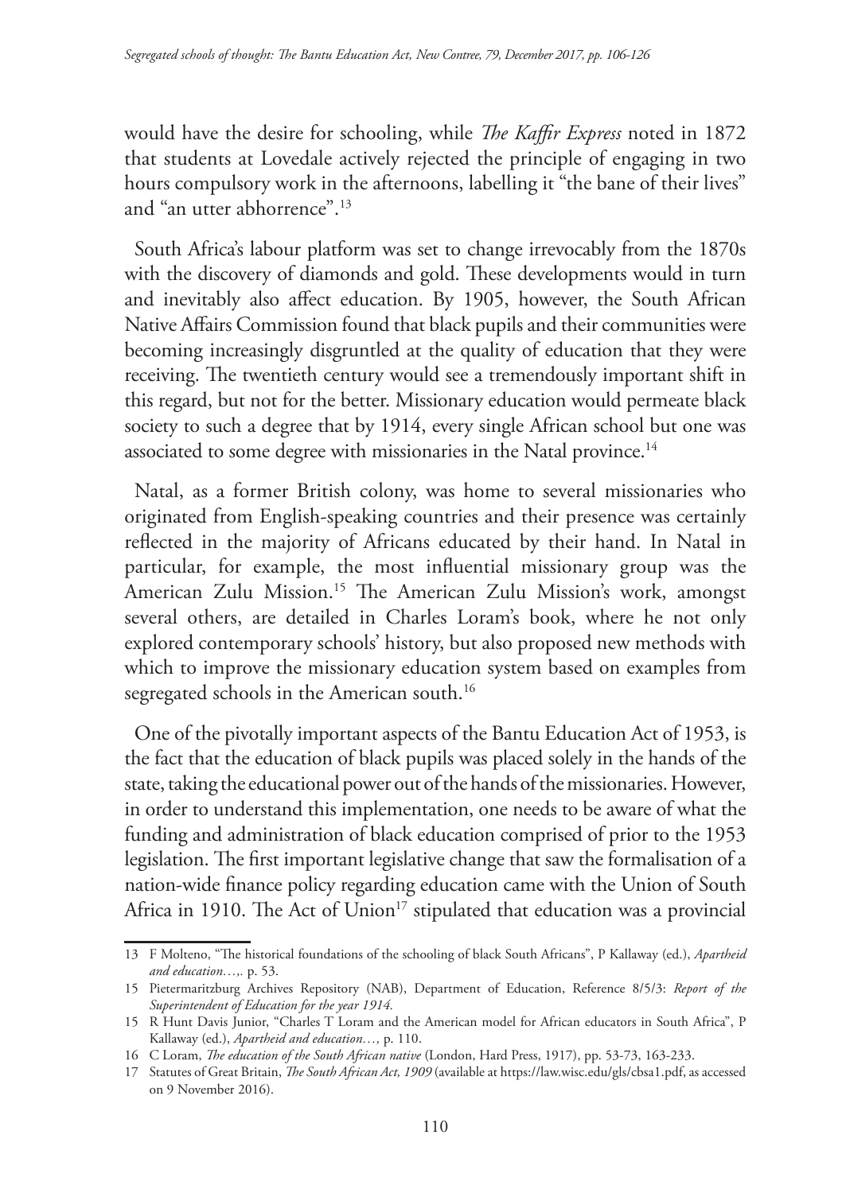would have the desire for schooling, while *The Kaffir Express* noted in 1872 that students at Lovedale actively rejected the principle of engaging in two hours compulsory work in the afternoons, labelling it "the bane of their lives" and "an utter abhorrence".[13]

South Africa's labour platform was set to change irrevocably from the 1870s with the discovery of diamonds and gold. These developments would in turn and inevitably also affect education. By 1905, however, the South African Native Affairs Commission found that black pupils and their communities were becoming increasingly disgruntled at the quality of education that they were receiving. The twentieth century would see a tremendously important shift in this regard, but not for the better. Missionary education would permeate black society to such a degree that by 1914, every single African school but one was associated to some degree with missionaries in the Natal province.[14]

Natal, as a former British colony, was home to several missionaries who originated from English-speaking countries and their presence was certainly reflected in the majority of Africans educated by their hand. In Natal in particular, for example, the most influential missionary group was the American Zulu Mission.[15] The American Zulu Mission's work, amongst several others, are detailed in Charles Loram's book, where he not only explored contemporary schools' history, but also proposed new methods with which to improve the missionary education system based on examples from segregated schools in the American south.[16]

One of the pivotally important aspects of the Bantu Education Act of 1953, is the fact that the education of black pupils was placed solely in the hands of the state, taking the educational power out of the hands of the missionaries. However, in order to understand this implementation, one needs to be aware of what the funding and administration of black education comprised of prior to the 1953 legislation. The first important legislative change that saw the formalisation of a nation-wide finance policy regarding education came with the Union of South Africa in 1910. The Act of Union[17] stipulated that education was a provincial

---

13 F Molteno, "The historical foundations of the schooling of black South Africans", P Kallaway (ed.), *Apartheid and education…,*. p. 53.

15 Pietermaritzburg Archives Repository (NAB), Department of Education, Reference 8/5/3: *Report of the Superintendent of Education for the year 1914.*

15 R Hunt Davis Junior, "Charles T Loram and the American model for African educators in South Africa", P Kallaway (ed.), *Apartheid and education…,* p. 110.

16 C Loram, *The education of the South African native* (London, Hard Press, 1917), pp. 53-73, 163-233.

17 Statutes of Great Britain, *The South African Act, 1909* (available at https://law.wisc.edu/gls/cbsa1.pdf, as accessed on 9 November 2016).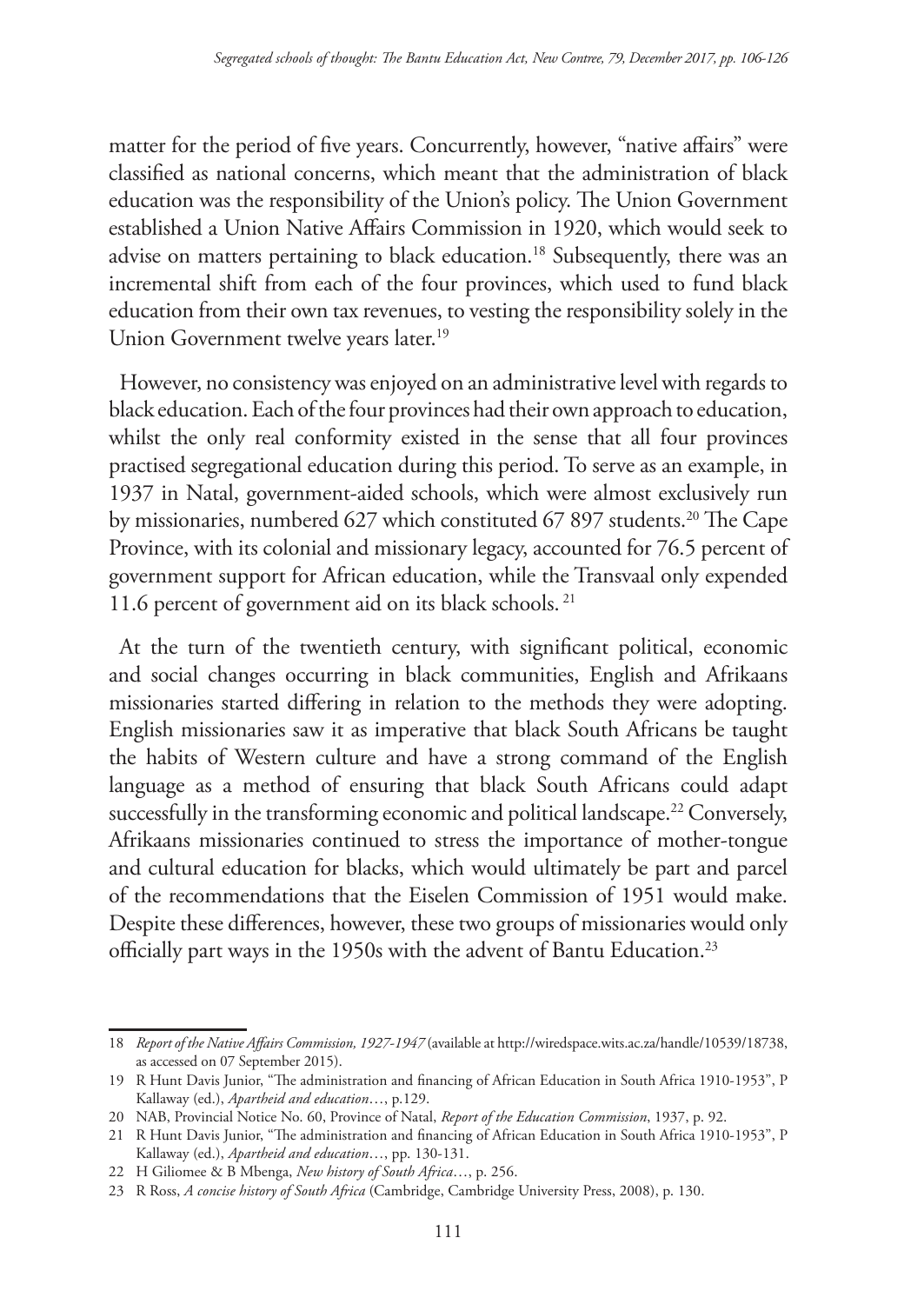matter for the period of five years. Concurrently, however, "native affairs" were classified as national concerns, which meant that the administration of black education was the responsibility of the Union's policy. The Union Government established a Union Native Affairs Commission in 1920, which would seek to advise on matters pertaining to black education.[18] Subsequently, there was an incremental shift from each of the four provinces, which used to fund black education from their own tax revenues, to vesting the responsibility solely in the Union Government twelve years later.[19]

However, no consistency was enjoyed on an administrative level with regards to black education. Each of the four provinces had their own approach to education, whilst the only real conformity existed in the sense that all four provinces practised segregational education during this period. To serve as an example, in 1937 in Natal, government-aided schools, which were almost exclusively run by missionaries, numbered 627 which constituted 67 897 students.[20] The Cape Province, with its colonial and missionary legacy, accounted for 76.5 percent of government support for African education, while the Transvaal only expended 11.6 percent of government aid on its black schools.[21]

At the turn of the twentieth century, with significant political, economic and social changes occurring in black communities, English and Afrikaans missionaries started differing in relation to the methods they were adopting. English missionaries saw it as imperative that black South Africans be taught the habits of Western culture and have a strong command of the English language as a method of ensuring that black South Africans could adapt successfully in the transforming economic and political landscape.[22] Conversely, Afrikaans missionaries continued to stress the importance of mother-tongue and cultural education for blacks, which would ultimately be part and parcel of the recommendations that the Eiselen Commission of 1951 would make. Despite these differences, however, these two groups of missionaries would only officially part ways in the 1950s with the advent of Bantu Education.[23]

---

18 *Report of the Native Affairs Commission, 1927-1947* (available at http://wiredspace.wits.ac.za/handle/10539/18738, as accessed on 07 September 2015).

19 R Hunt Davis Junior, "The administration and financing of African Education in South Africa 1910-1953", P Kallaway (ed.), *Apartheid and education*…, p.129.

20 NAB, Provincial Notice No. 60, Province of Natal, *Report of the Education Commission*, 1937, p. 92.

21 R Hunt Davis Junior, "The administration and financing of African Education in South Africa 1910-1953", P Kallaway (ed.), *Apartheid and education*…, pp. 130-131.

22 H Giliomee & B Mbenga, *New history of South Africa*…, p. 256.

23 R Ross, *A concise history of South Africa* (Cambridge, Cambridge University Press, 2008), p. 130.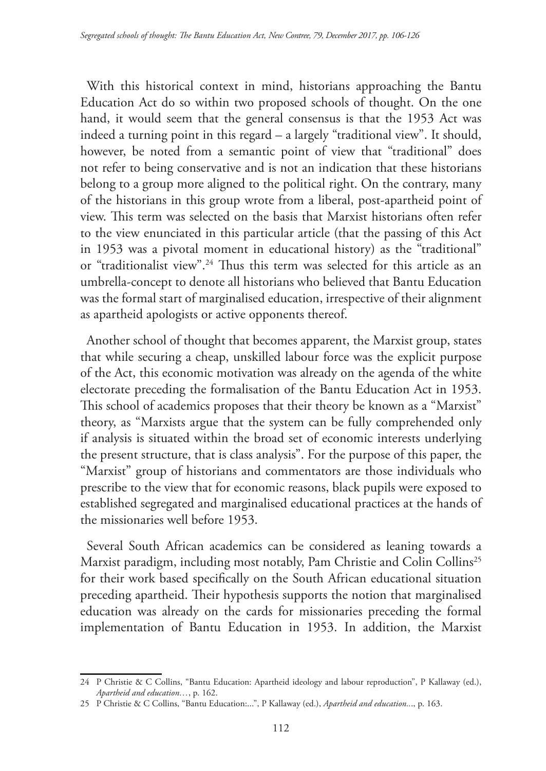With this historical context in mind, historians approaching the Bantu Education Act do so within two proposed schools of thought. On the one hand, it would seem that the general consensus is that the 1953 Act was indeed a turning point in this regard – a largely "traditional view". It should, however, be noted from a semantic point of view that "traditional" does not refer to being conservative and is not an indication that these historians belong to a group more aligned to the political right. On the contrary, many of the historians in this group wrote from a liberal, post-apartheid point of view. This term was selected on the basis that Marxist historians often refer to the view enunciated in this particular article (that the passing of this Act in 1953 was a pivotal moment in educational history) as the "traditional" or "traditionalist view".[24] Thus this term was selected for this article as an umbrella-concept to denote all historians who believed that Bantu Education was the formal start of marginalised education, irrespective of their alignment as apartheid apologists or active opponents thereof.

Another school of thought that becomes apparent, the Marxist group, states that while securing a cheap, unskilled labour force was the explicit purpose of the Act, this economic motivation was already on the agenda of the white electorate preceding the formalisation of the Bantu Education Act in 1953. This school of academics proposes that their theory be known as a "Marxist" theory, as "Marxists argue that the system can be fully comprehended only if analysis is situated within the broad set of economic interests underlying the present structure, that is class analysis". For the purpose of this paper, the "Marxist" group of historians and commentators are those individuals who prescribe to the view that for economic reasons, black pupils were exposed to established segregated and marginalised educational practices at the hands of the missionaries well before 1953.

Several South African academics can be considered as leaning towards a Marxist paradigm, including most notably, Pam Christie and Colin Collins[25] for their work based specifically on the South African educational situation preceding apartheid. Their hypothesis supports the notion that marginalised education was already on the cards for missionaries preceding the formal implementation of Bantu Education in 1953. In addition, the Marxist

---

24 P Christie & C Collins, "Bantu Education: Apartheid ideology and labour reproduction", P Kallaway (ed.), *Apartheid and education…*, p. 162.

25 P Christie & C Collins, "Bantu Education:...", P Kallaway (ed.), *Apartheid and education...*, p. 163.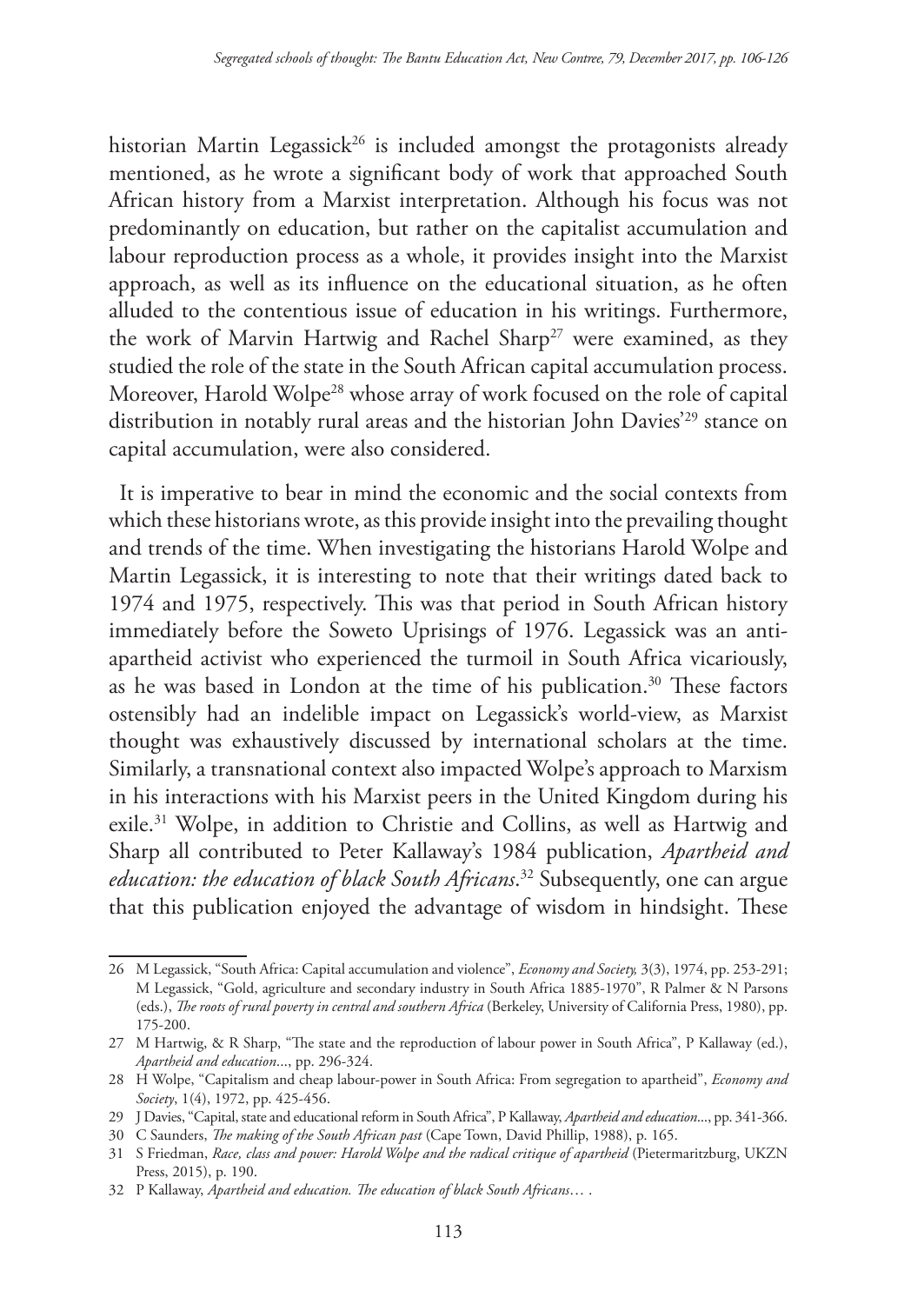historian Martin Legassick[26] is included amongst the protagonists already mentioned, as he wrote a significant body of work that approached South African history from a Marxist interpretation. Although his focus was not predominantly on education, but rather on the capitalist accumulation and labour reproduction process as a whole, it provides insight into the Marxist approach, as well as its influence on the educational situation, as he often alluded to the contentious issue of education in his writings. Furthermore, the work of Marvin Hartwig and Rachel Sharp[27] were examined, as they studied the role of the state in the South African capital accumulation process. Moreover, Harold Wolpe[28] whose array of work focused on the role of capital distribution in notably rural areas and the historian John Davies'[29] stance on capital accumulation, were also considered.

It is imperative to bear in mind the economic and the social contexts from which these historians wrote, as this provide insight into the prevailing thought and trends of the time. When investigating the historians Harold Wolpe and Martin Legassick, it is interesting to note that their writings dated back to 1974 and 1975, respectively. This was that period in South African history immediately before the Soweto Uprisings of 1976. Legassick was an anti-apartheid activist who experienced the turmoil in South Africa vicariously, as he was based in London at the time of his publication.[30] These factors ostensibly had an indelible impact on Legassick's world-view, as Marxist thought was exhaustively discussed by international scholars at the time. Similarly, a transnational context also impacted Wolpe's approach to Marxism in his interactions with his Marxist peers in the United Kingdom during his exile.[31] Wolpe, in addition to Christie and Collins, as well as Hartwig and Sharp all contributed to Peter Kallaway's 1984 publication, *Apartheid and education: the education of black South Africans*.[32] Subsequently, one can argue that this publication enjoyed the advantage of wisdom in hindsight. These

---

26 M Legassick, "South Africa: Capital accumulation and violence", *Economy and Society,* 3(3), 1974, pp. 253-291; M Legassick, "Gold, agriculture and secondary industry in South Africa 1885-1970", R Palmer & N Parsons (eds.), *The roots of rural poverty in central and southern Africa* (Berkeley, University of California Press, 1980), pp. 175-200.

27 M Hartwig, & R Sharp, "The state and the reproduction of labour power in South Africa", P Kallaway (ed.), *Apartheid and education*..., pp. 296-324.

28 H Wolpe, "Capitalism and cheap labour-power in South Africa: From segregation to apartheid", *Economy and Society*, 1(4), 1972, pp. 425-456.

29 J Davies, "Capital, state and educational reform in South Africa", P Kallaway, *Apartheid and education*..., pp. 341-366.

30 C Saunders, *The making of the South African past* (Cape Town, David Phillip, 1988), p. 165.

31 S Friedman, *Race, class and power: Harold Wolpe and the radical critique of apartheid* (Pietermaritzburg, UKZN Press, 2015), p. 190.

32 P Kallaway, *Apartheid and education. The education of black South Africans*… .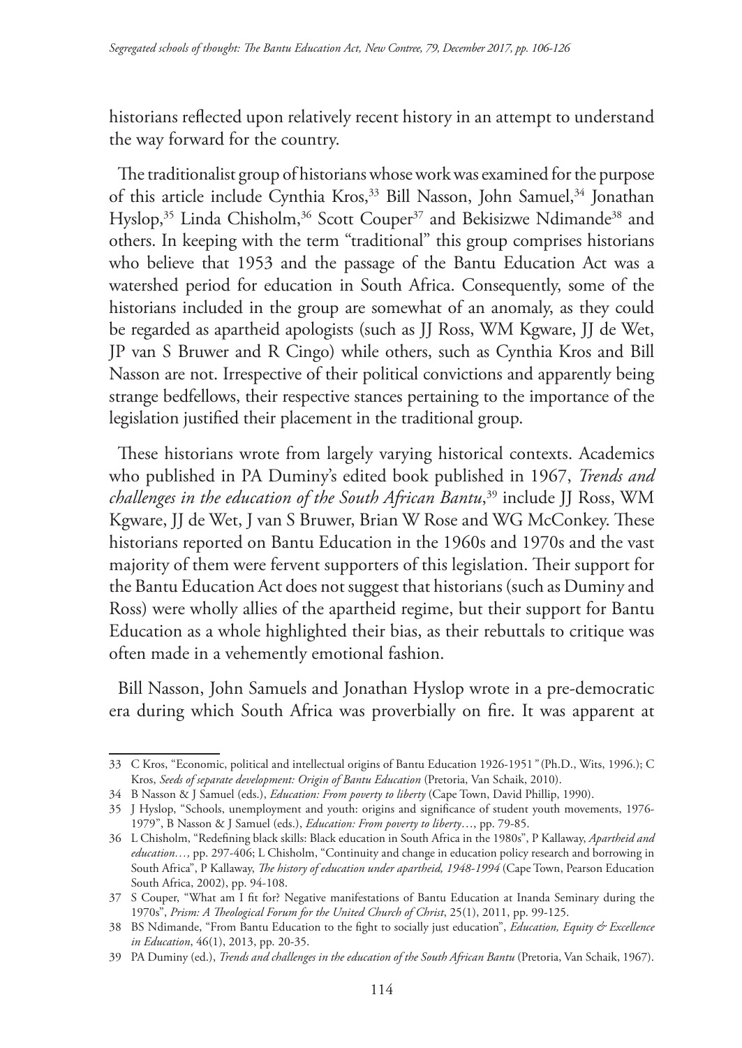historians reflected upon relatively recent history in an attempt to understand the way forward for the country.

The traditionalist group of historians whose work was examined for the purpose of this article include Cynthia Kros,[33] Bill Nasson, John Samuel,[34] Jonathan Hyslop,[35] Linda Chisholm,[36] Scott Couper[37] and Bekisizwe Ndimande[38] and others. In keeping with the term "traditional" this group comprises historians who believe that 1953 and the passage of the Bantu Education Act was a watershed period for education in South Africa. Consequently, some of the historians included in the group are somewhat of an anomaly, as they could be regarded as apartheid apologists (such as JJ Ross, WM Kgware, JJ de Wet, JP van S Bruwer and R Cingo) while others, such as Cynthia Kros and Bill Nasson are not. Irrespective of their political convictions and apparently being strange bedfellows, their respective stances pertaining to the importance of the legislation justified their placement in the traditional group.

These historians wrote from largely varying historical contexts. Academics who published in PA Duminy's edited book published in 1967, *Trends and challenges in the education of the South African Bantu*,[39] include JJ Ross, WM Kgware, JJ de Wet, J van S Bruwer, Brian W Rose and WG McConkey. These historians reported on Bantu Education in the 1960s and 1970s and the vast majority of them were fervent supporters of this legislation. Their support for the Bantu Education Act does not suggest that historians (such as Duminy and Ross) were wholly allies of the apartheid regime, but their support for Bantu Education as a whole highlighted their bias, as their rebuttals to critique was often made in a vehemently emotional fashion.

Bill Nasson, John Samuels and Jonathan Hyslop wrote in a pre-democratic era during which South Africa was proverbially on fire. It was apparent at

---

33 C Kros, "Economic, political and intellectual origins of Bantu Education 1926-1951*"* (Ph.D., Wits, 1996.); C Kros, *Seeds of separate development: Origin of Bantu Education* (Pretoria, Van Schaik, 2010).

34 B Nasson & J Samuel (eds.), *Education: From poverty to liberty* (Cape Town, David Phillip, 1990).

35 J Hyslop, "Schools, unemployment and youth: origins and significance of student youth movements, 1976-1979", B Nasson & J Samuel (eds.), *Education: From poverty to liberty…*, pp. 79-85.

36 L Chisholm, "Redefining black skills: Black education in South Africa in the 1980s", P Kallaway, *Apartheid and education…,* pp. 297-406; L Chisholm, "Continuity and change in education policy research and borrowing in South Africa", P Kallaway, *The history of education under apartheid, 1948-1994* (Cape Town, Pearson Education South Africa, 2002), pp. 94-108.

37 S Couper, "What am I fit for? Negative manifestations of Bantu Education at Inanda Seminary during the 1970s", *Prism: A Theological Forum for the United Church of Christ*, 25(1), 2011, pp. 99-125.

38 BS Ndimande, "From Bantu Education to the fight to socially just education", *Education, Equity & Excellence in Education*, 46(1), 2013, pp. 20-35.

39 PA Duminy (ed.), *Trends and challenges in the education of the South African Bantu* (Pretoria, Van Schaik, 1967).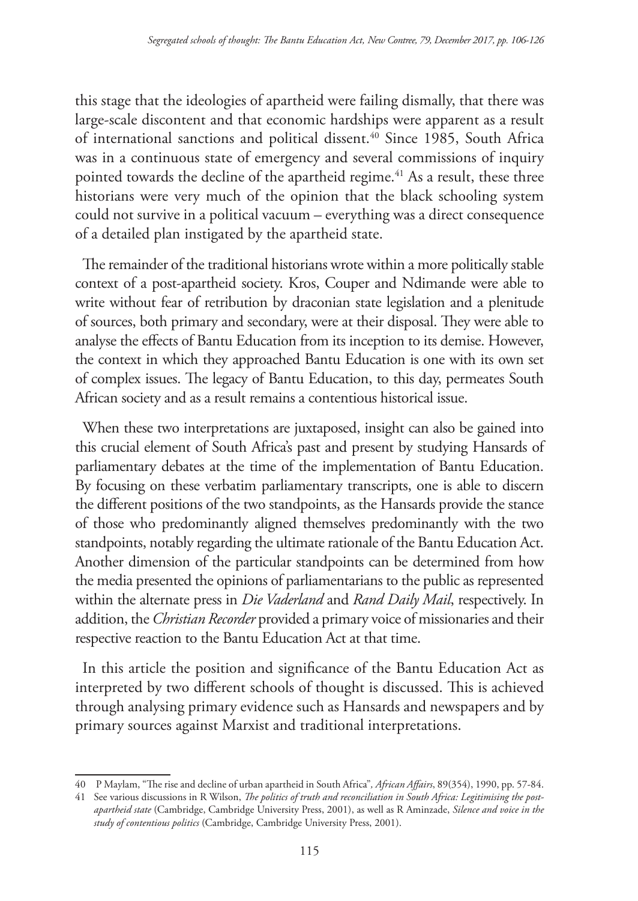this stage that the ideologies of apartheid were failing dismally, that there was large-scale discontent and that economic hardships were apparent as a result of international sanctions and political dissent.[40] Since 1985, South Africa was in a continuous state of emergency and several commissions of inquiry pointed towards the decline of the apartheid regime.[41] As a result, these three historians were very much of the opinion that the black schooling system could not survive in a political vacuum – everything was a direct consequence of a detailed plan instigated by the apartheid state.

The remainder of the traditional historians wrote within a more politically stable context of a post-apartheid society. Kros, Couper and Ndimande were able to write without fear of retribution by draconian state legislation and a plenitude of sources, both primary and secondary, were at their disposal. They were able to analyse the effects of Bantu Education from its inception to its demise. However, the context in which they approached Bantu Education is one with its own set of complex issues. The legacy of Bantu Education, to this day, permeates South African society and as a result remains a contentious historical issue.

When these two interpretations are juxtaposed, insight can also be gained into this crucial element of South Africa's past and present by studying Hansards of parliamentary debates at the time of the implementation of Bantu Education. By focusing on these verbatim parliamentary transcripts, one is able to discern the different positions of the two standpoints, as the Hansards provide the stance of those who predominantly aligned themselves predominantly with the two standpoints, notably regarding the ultimate rationale of the Bantu Education Act. Another dimension of the particular standpoints can be determined from how the media presented the opinions of parliamentarians to the public as represented within the alternate press in *Die Vaderland* and *Rand Daily Mail*, respectively. In addition, the *Christian Recorder* provided a primary voice of missionaries and their respective reaction to the Bantu Education Act at that time.

In this article the position and significance of the Bantu Education Act as interpreted by two different schools of thought is discussed. This is achieved through analysing primary evidence such as Hansards and newspapers and by primary sources against Marxist and traditional interpretations.

---

40 P Maylam, "The rise and decline of urban apartheid in South Africa", *African Affairs*, 89(354), 1990, pp. 57-84.

41 See various discussions in R Wilson, *The politics of truth and reconciliation in South Africa: Legitimising the post-apartheid state* (Cambridge, Cambridge University Press, 2001), as well as R Aminzade, *Silence and voice in the study of contentious politics* (Cambridge, Cambridge University Press, 2001).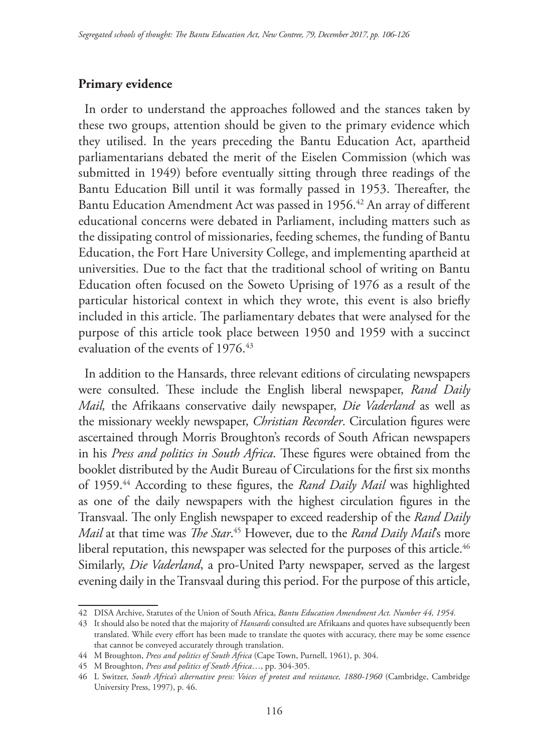## Primary evidence

In order to understand the approaches followed and the stances taken by these two groups, attention should be given to the primary evidence which they utilised. In the years preceding the Bantu Education Act, apartheid parliamentarians debated the merit of the Eiselen Commission (which was submitted in 1949) before eventually sitting through three readings of the Bantu Education Bill until it was formally passed in 1953. Thereafter, the Bantu Education Amendment Act was passed in 1956.[42] An array of different educational concerns were debated in Parliament, including matters such as the dissipating control of missionaries, feeding schemes, the funding of Bantu Education, the Fort Hare University College, and implementing apartheid at universities. Due to the fact that the traditional school of writing on Bantu Education often focused on the Soweto Uprising of 1976 as a result of the particular historical context in which they wrote, this event is also briefly included in this article. The parliamentary debates that were analysed for the purpose of this article took place between 1950 and 1959 with a succinct evaluation of the events of 1976.[43]

In addition to the Hansards, three relevant editions of circulating newspapers were consulted. These include the English liberal newspaper, *Rand Daily Mail,* the Afrikaans conservative daily newspaper, *Die Vaderland* as well as the missionary weekly newspaper, *Christian Recorder*. Circulation figures were ascertained through Morris Broughton's records of South African newspapers in his *Press and politics in South Africa*. These figures were obtained from the booklet distributed by the Audit Bureau of Circulations for the first six months of 1959.[44] According to these figures, the *Rand Daily Mail* was highlighted as one of the daily newspapers with the highest circulation figures in the Transvaal. The only English newspaper to exceed readership of the *Rand Daily Mail* at that time was *The Star*.[45] However, due to the *Rand Daily Mail*'s more liberal reputation, this newspaper was selected for the purposes of this article.[46] Similarly, *Die Vaderland*, a pro-United Party newspaper, served as the largest evening daily in the Transvaal during this period. For the purpose of this article,

---

42 DISA Archive, Statutes of the Union of South Africa, *Bantu Education Amendment Act. Number 44, 1954.*

43 It should also be noted that the majority of *Hansards* consulted are Afrikaans and quotes have subsequently been translated. While every effort has been made to translate the quotes with accuracy, there may be some essence that cannot be conveyed accurately through translation.

44 M Broughton, *Press and politics of South Africa* (Cape Town, Purnell, 1961), p. 304.

45 M Broughton, *Press and politics of South Africa*…, pp. 304-305.

46 L Switzer, *South Africa's alternative press: Voices of protest and resistance, 1880-1960* (Cambridge, Cambridge University Press, 1997), p. 46.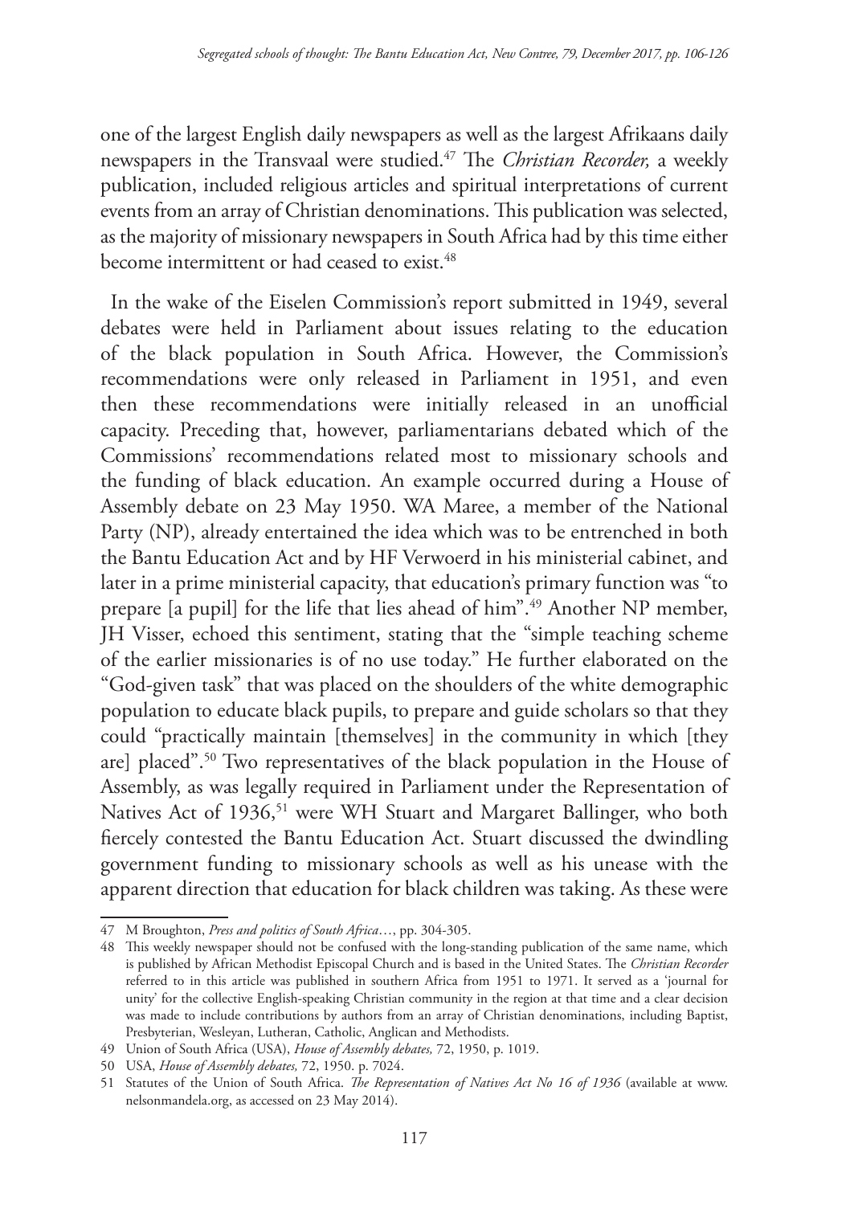one of the largest English daily newspapers as well as the largest Afrikaans daily newspapers in the Transvaal were studied.[47] The *Christian Recorder,* a weekly publication, included religious articles and spiritual interpretations of current events from an array of Christian denominations. This publication was selected, as the majority of missionary newspapers in South Africa had by this time either become intermittent or had ceased to exist.[48]

In the wake of the Eiselen Commission's report submitted in 1949, several debates were held in Parliament about issues relating to the education of the black population in South Africa. However, the Commission's recommendations were only released in Parliament in 1951, and even then these recommendations were initially released in an unofficial capacity. Preceding that, however, parliamentarians debated which of the Commissions' recommendations related most to missionary schools and the funding of black education. An example occurred during a House of Assembly debate on 23 May 1950. WA Maree, a member of the National Party (NP), already entertained the idea which was to be entrenched in both the Bantu Education Act and by HF Verwoerd in his ministerial cabinet, and later in a prime ministerial capacity, that education's primary function was "to prepare [a pupil] for the life that lies ahead of him".[49] Another NP member, JH Visser, echoed this sentiment, stating that the "simple teaching scheme of the earlier missionaries is of no use today." He further elaborated on the "God-given task" that was placed on the shoulders of the white demographic population to educate black pupils, to prepare and guide scholars so that they could "practically maintain [themselves] in the community in which [they are] placed".[50] Two representatives of the black population in the House of Assembly, as was legally required in Parliament under the Representation of Natives Act of 1936,[51] were WH Stuart and Margaret Ballinger, who both fiercely contested the Bantu Education Act. Stuart discussed the dwindling government funding to missionary schools as well as his unease with the apparent direction that education for black children was taking. As these were

---

47 M Broughton, *Press and politics of South Africa*…, pp. 304-305.

48 This weekly newspaper should not be confused with the long-standing publication of the same name, which is published by African Methodist Episcopal Church and is based in the United States. The *Christian Recorder* referred to in this article was published in southern Africa from 1951 to 1971. It served as a 'journal for unity' for the collective English-speaking Christian community in the region at that time and a clear decision was made to include contributions by authors from an array of Christian denominations, including Baptist, Presbyterian, Wesleyan, Lutheran, Catholic, Anglican and Methodists.

49 Union of South Africa (USA), *House of Assembly debates,* 72, 1950, p. 1019.

50 USA, *House of Assembly debates,* 72, 1950. p. 7024.

51 Statutes of the Union of South Africa. *The Representation of Natives Act No 16 of 1936* (available at www.nelsonmandela.org, as accessed on 23 May 2014).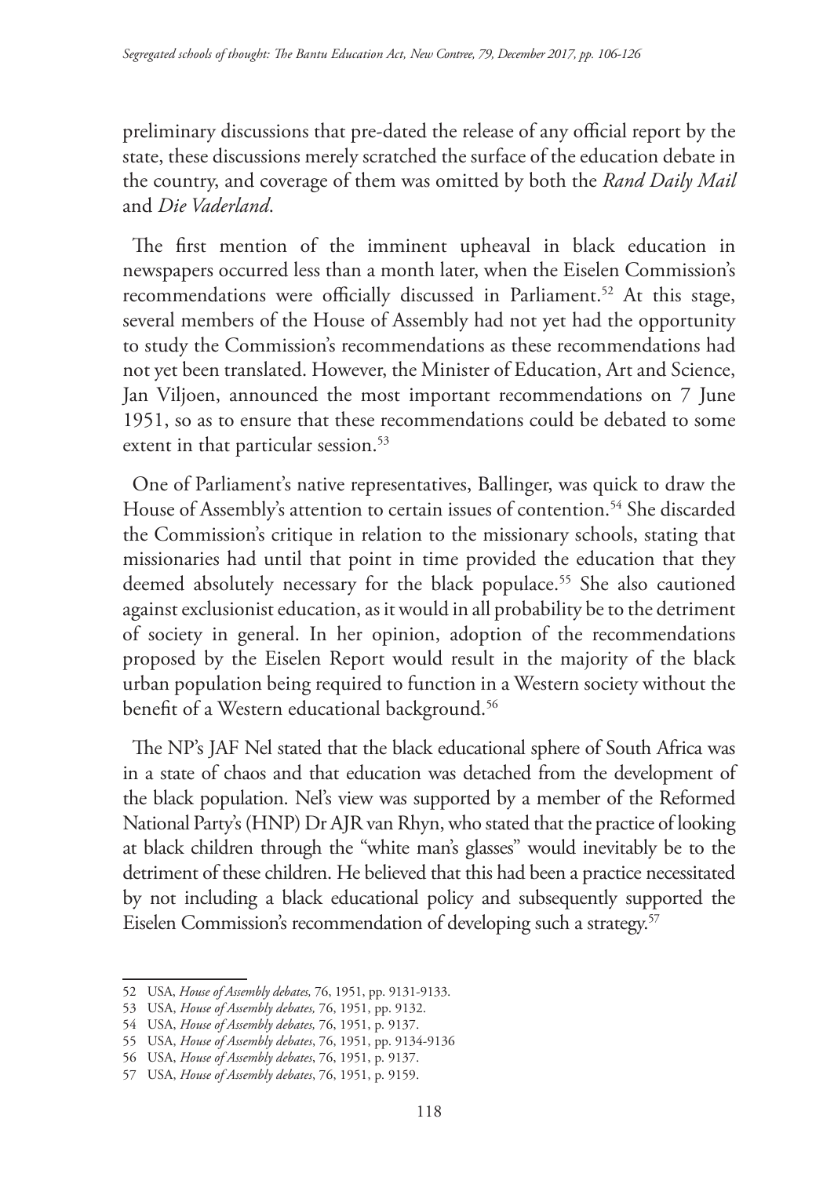preliminary discussions that pre-dated the release of any official report by the state, these discussions merely scratched the surface of the education debate in the country, and coverage of them was omitted by both the *Rand Daily Mail* and *Die Vaderland*.

The first mention of the imminent upheaval in black education in newspapers occurred less than a month later, when the Eiselen Commission's recommendations were officially discussed in Parliament.[52] At this stage, several members of the House of Assembly had not yet had the opportunity to study the Commission's recommendations as these recommendations had not yet been translated. However, the Minister of Education, Art and Science, Jan Viljoen, announced the most important recommendations on 7 June 1951, so as to ensure that these recommendations could be debated to some extent in that particular session.[53]

One of Parliament's native representatives, Ballinger, was quick to draw the House of Assembly's attention to certain issues of contention.[54] She discarded the Commission's critique in relation to the missionary schools, stating that missionaries had until that point in time provided the education that they deemed absolutely necessary for the black populace.[55] She also cautioned against exclusionist education, as it would in all probability be to the detriment of society in general. In her opinion, adoption of the recommendations proposed by the Eiselen Report would result in the majority of the black urban population being required to function in a Western society without the benefit of a Western educational background.[56]

The NP's JAF Nel stated that the black educational sphere of South Africa was in a state of chaos and that education was detached from the development of the black population. Nel's view was supported by a member of the Reformed National Party's (HNP) Dr AJR van Rhyn, who stated that the practice of looking at black children through the "white man's glasses" would inevitably be to the detriment of these children. He believed that this had been a practice necessitated by not including a black educational policy and subsequently supported the Eiselen Commission's recommendation of developing such a strategy.[57]

---

52 USA, *House of Assembly debates,* 76, 1951, pp. 9131-9133.

53 USA, *House of Assembly debates,* 76, 1951, pp. 9132.

54 USA, *House of Assembly debates,* 76, 1951, p. 9137.

55 USA, *House of Assembly debates*, 76, 1951, pp. 9134-9136

56 USA, *House of Assembly debates*, 76, 1951, p. 9137.

57 USA, *House of Assembly debates*, 76, 1951, p. 9159.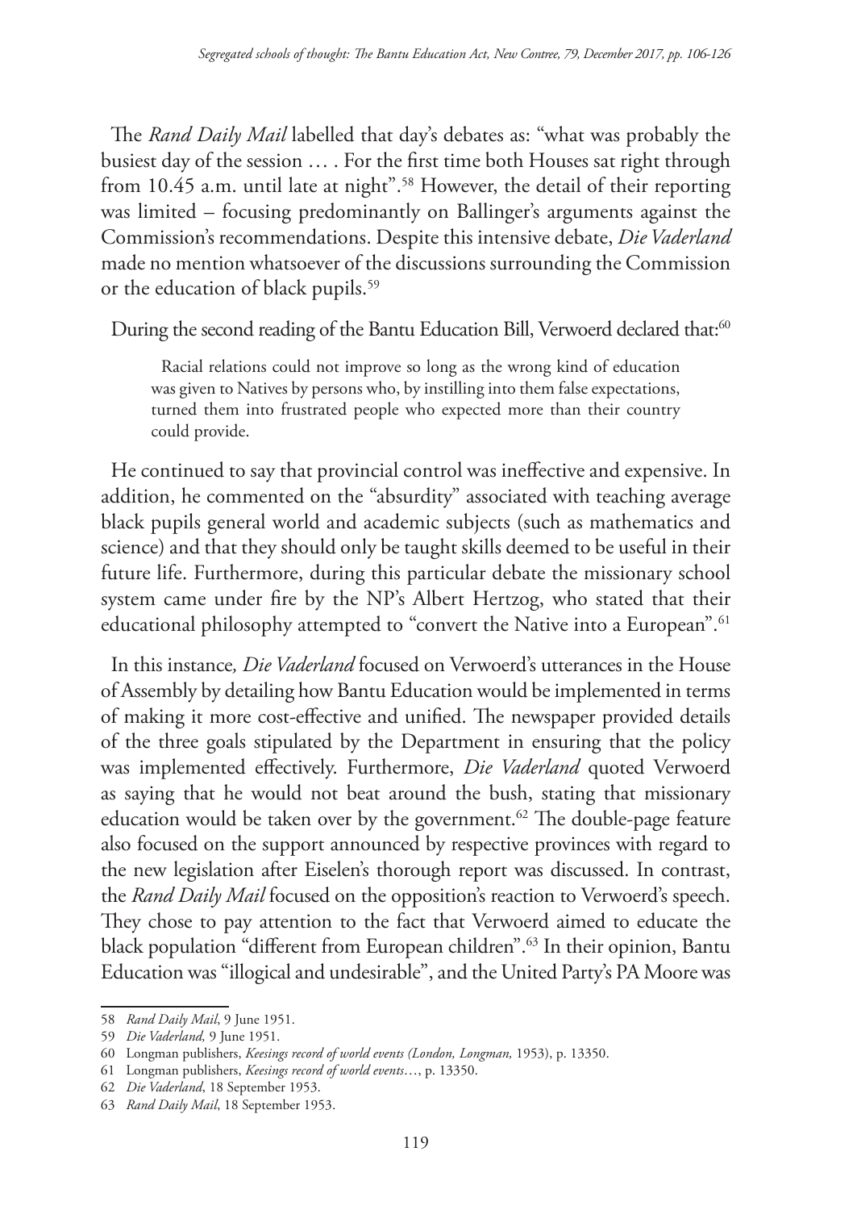The *Rand Daily Mail* labelled that day's debates as: "what was probably the busiest day of the session … . For the first time both Houses sat right through from 10.45 a.m. until late at night".[58] However, the detail of their reporting was limited – focusing predominantly on Ballinger's arguments against the Commission's recommendations. Despite this intensive debate, *Die Vaderland* made no mention whatsoever of the discussions surrounding the Commission or the education of black pupils.[59]

During the second reading of the Bantu Education Bill, Verwoerd declared that:[60]

> Racial relations could not improve so long as the wrong kind of education was given to Natives by persons who, by instilling into them false expectations, turned them into frustrated people who expected more than their country could provide.

He continued to say that provincial control was ineffective and expensive. In addition, he commented on the "absurdity" associated with teaching average black pupils general world and academic subjects (such as mathematics and science) and that they should only be taught skills deemed to be useful in their future life. Furthermore, during this particular debate the missionary school system came under fire by the NP's Albert Hertzog, who stated that their educational philosophy attempted to "convert the Native into a European".[61]

In this instance*, Die Vaderland* focused on Verwoerd's utterances in the House of Assembly by detailing how Bantu Education would be implemented in terms of making it more cost-effective and unified. The newspaper provided details of the three goals stipulated by the Department in ensuring that the policy was implemented effectively. Furthermore, *Die Vaderland* quoted Verwoerd as saying that he would not beat around the bush, stating that missionary education would be taken over by the government.[62] The double-page feature also focused on the support announced by respective provinces with regard to the new legislation after Eiselen's thorough report was discussed. In contrast, the *Rand Daily Mail* focused on the opposition's reaction to Verwoerd's speech. They chose to pay attention to the fact that Verwoerd aimed to educate the black population "different from European children".[63] In their opinion, Bantu Education was "illogical and undesirable", and the United Party's PA Moore was

---

58 *Rand Daily Mail*, 9 June 1951.

59 *Die Vaderland,* 9 June 1951.

60 Longman publishers, *Keesings record of world events (London, Longman,* 1953), p. 13350.

61 Longman publishers, *Keesings record of world events*…, p. 13350.

62 *Die Vaderland*, 18 September 1953.

63 *Rand Daily Mail*, 18 September 1953.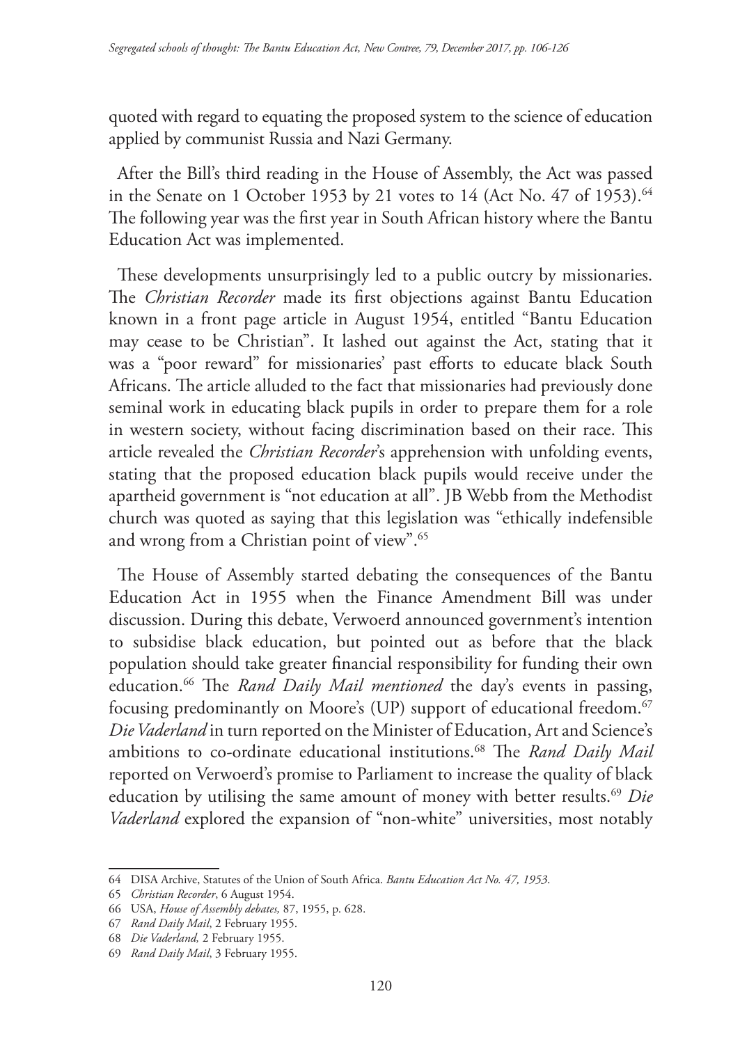quoted with regard to equating the proposed system to the science of education applied by communist Russia and Nazi Germany.

After the Bill's third reading in the House of Assembly, the Act was passed in the Senate on 1 October 1953 by 21 votes to 14 (Act No. 47 of 1953).[64] The following year was the first year in South African history where the Bantu Education Act was implemented.

These developments unsurprisingly led to a public outcry by missionaries. The *Christian Recorder* made its first objections against Bantu Education known in a front page article in August 1954, entitled "Bantu Education may cease to be Christian". It lashed out against the Act, stating that it was a "poor reward" for missionaries' past efforts to educate black South Africans. The article alluded to the fact that missionaries had previously done seminal work in educating black pupils in order to prepare them for a role in western society, without facing discrimination based on their race. This article revealed the *Christian Recorder*'s apprehension with unfolding events, stating that the proposed education black pupils would receive under the apartheid government is "not education at all". JB Webb from the Methodist church was quoted as saying that this legislation was "ethically indefensible and wrong from a Christian point of view".[65]

The House of Assembly started debating the consequences of the Bantu Education Act in 1955 when the Finance Amendment Bill was under discussion. During this debate, Verwoerd announced government's intention to subsidise black education, but pointed out as before that the black population should take greater financial responsibility for funding their own education.[66] The *Rand Daily Mail mentioned* the day's events in passing, focusing predominantly on Moore's (UP) support of educational freedom.[67] *Die Vaderland* in turn reported on the Minister of Education, Art and Science's ambitions to co-ordinate educational institutions.[68] The *Rand Daily Mail* reported on Verwoerd's promise to Parliament to increase the quality of black education by utilising the same amount of money with better results.[69] *Die Vaderland* explored the expansion of "non-white" universities, most notably

---

64 DISA Archive, Statutes of the Union of South Africa. *Bantu Education Act No. 47, 1953*.

65 *Christian Recorder*, 6 August 1954.

66 USA, *House of Assembly debates,* 87, 1955, p. 628.

67 *Rand Daily Mail*, 2 February 1955.

68 *Die Vaderland,* 2 February 1955.

69 *Rand Daily Mail*, 3 February 1955.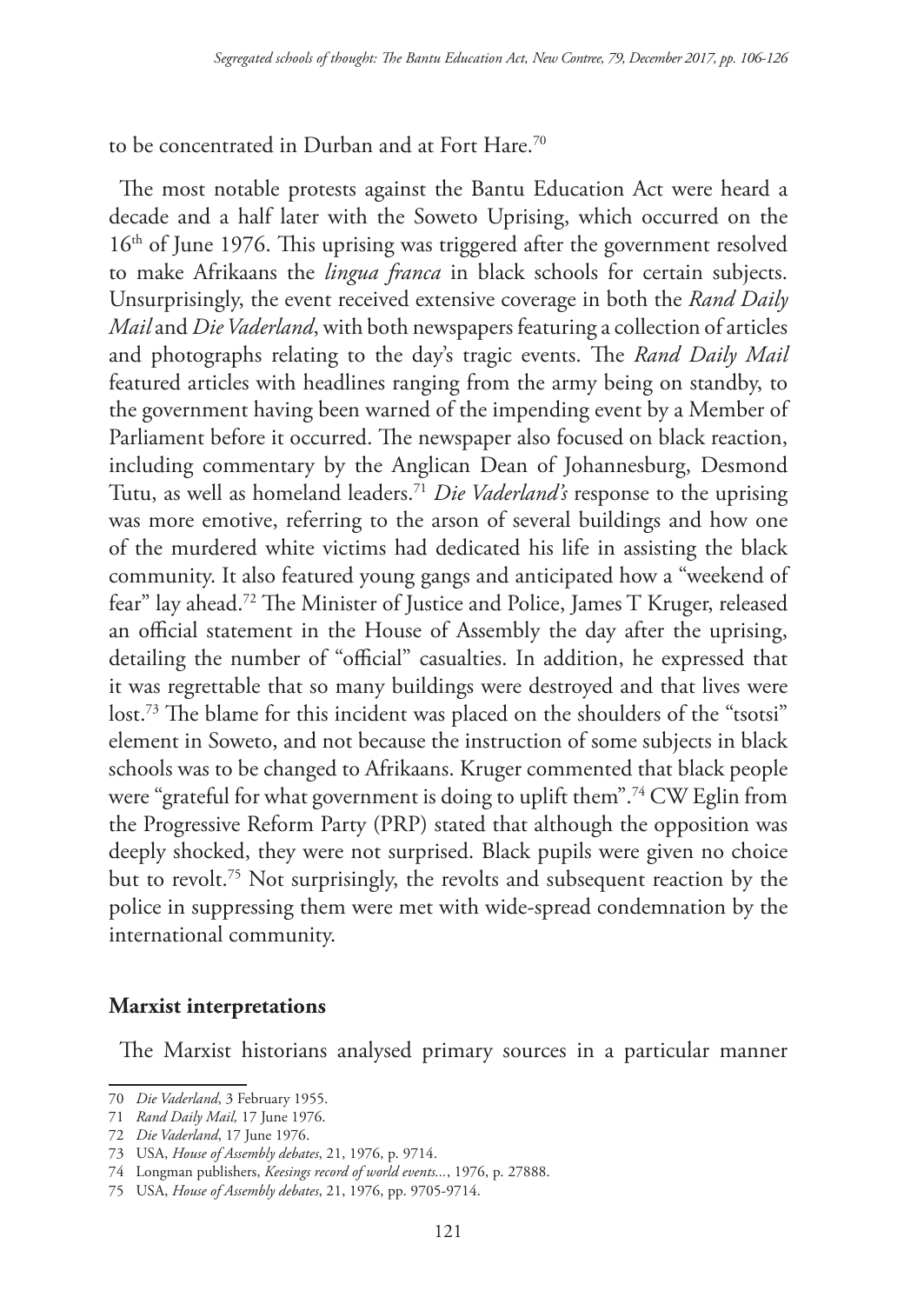to be concentrated in Durban and at Fort Hare.[70]

The most notable protests against the Bantu Education Act were heard a decade and a half later with the Soweto Uprising, which occurred on the 16th of June 1976. This uprising was triggered after the government resolved to make Afrikaans the *lingua franca* in black schools for certain subjects. Unsurprisingly, the event received extensive coverage in both the *Rand Daily Mail* and *Die Vaderland*, with both newspapers featuring a collection of articles and photographs relating to the day's tragic events. The *Rand Daily Mail* featured articles with headlines ranging from the army being on standby, to the government having been warned of the impending event by a Member of Parliament before it occurred. The newspaper also focused on black reaction, including commentary by the Anglican Dean of Johannesburg, Desmond Tutu, as well as homeland leaders.[71] *Die Vaderland's* response to the uprising was more emotive, referring to the arson of several buildings and how one of the murdered white victims had dedicated his life in assisting the black community. It also featured young gangs and anticipated how a "weekend of fear" lay ahead.[72] The Minister of Justice and Police, James T Kruger, released an official statement in the House of Assembly the day after the uprising, detailing the number of "official" casualties. In addition, he expressed that it was regrettable that so many buildings were destroyed and that lives were lost.[73] The blame for this incident was placed on the shoulders of the "tsotsi" element in Soweto, and not because the instruction of some subjects in black schools was to be changed to Afrikaans. Kruger commented that black people were "grateful for what government is doing to uplift them".[74] CW Eglin from the Progressive Reform Party (PRP) stated that although the opposition was deeply shocked, they were not surprised. Black pupils were given no choice but to revolt.[75] Not surprisingly, the revolts and subsequent reaction by the police in suppressing them were met with wide-spread condemnation by the international community.

## Marxist interpretations

The Marxist historians analysed primary sources in a particular manner

---

70 *Die Vaderland*, 3 February 1955.

71 *Rand Daily Mail,* 17 June 1976.

72 *Die Vaderland*, 17 June 1976.

73 USA, *House of Assembly debates*, 21, 1976, p. 9714.

74 Longman publishers, *Keesings record of world events...*, 1976, p. 27888.

75 USA, *House of Assembly debates*, 21, 1976, pp. 9705-9714.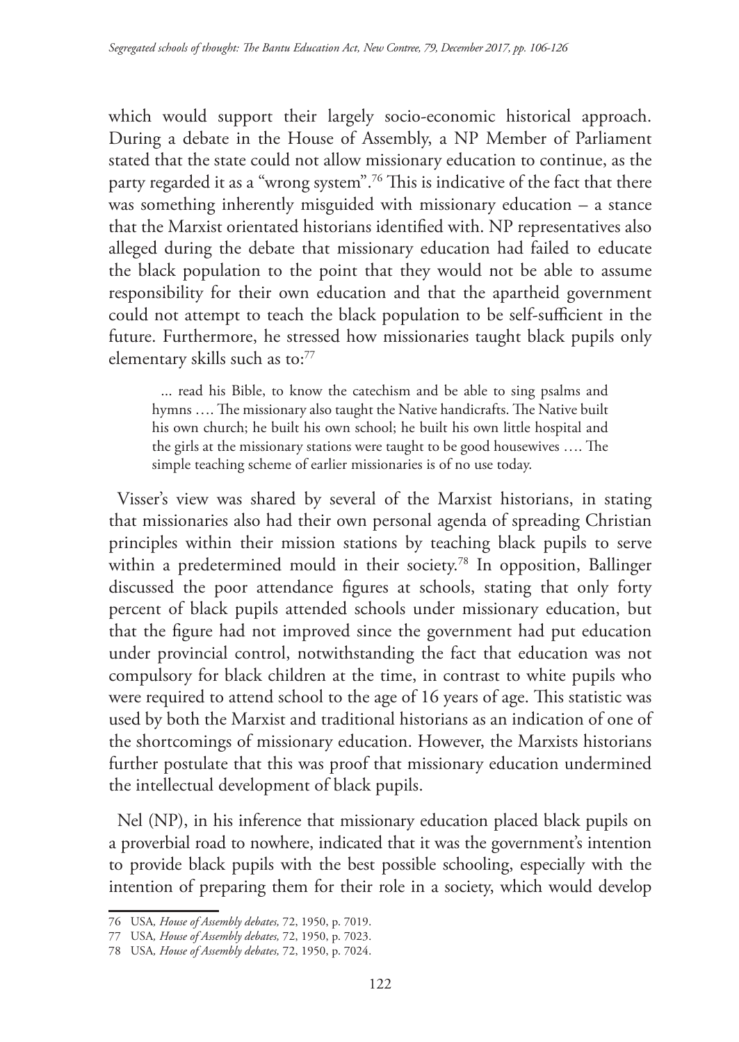which would support their largely socio-economic historical approach. During a debate in the House of Assembly, a NP Member of Parliament stated that the state could not allow missionary education to continue, as the party regarded it as a "wrong system".[76] This is indicative of the fact that there was something inherently misguided with missionary education – a stance that the Marxist orientated historians identified with. NP representatives also alleged during the debate that missionary education had failed to educate the black population to the point that they would not be able to assume responsibility for their own education and that the apartheid government could not attempt to teach the black population to be self-sufficient in the future. Furthermore, he stressed how missionaries taught black pupils only elementary skills such as to:[77]

> ... read his Bible, to know the catechism and be able to sing psalms and hymns …. The missionary also taught the Native handicrafts. The Native built his own church; he built his own school; he built his own little hospital and the girls at the missionary stations were taught to be good housewives …. The simple teaching scheme of earlier missionaries is of no use today.

Visser's view was shared by several of the Marxist historians, in stating that missionaries also had their own personal agenda of spreading Christian principles within their mission stations by teaching black pupils to serve within a predetermined mould in their society.[78] In opposition, Ballinger discussed the poor attendance figures at schools, stating that only forty percent of black pupils attended schools under missionary education, but that the figure had not improved since the government had put education under provincial control, notwithstanding the fact that education was not compulsory for black children at the time, in contrast to white pupils who were required to attend school to the age of 16 years of age. This statistic was used by both the Marxist and traditional historians as an indication of one of the shortcomings of missionary education. However, the Marxists historians further postulate that this was proof that missionary education undermined the intellectual development of black pupils.

Nel (NP), in his inference that missionary education placed black pupils on a proverbial road to nowhere, indicated that it was the government's intention to provide black pupils with the best possible schooling, especially with the intention of preparing them for their role in a society, which would develop

---

76 USA, *House of Assembly debates,* 72, 1950, p. 7019.

77 USA, *House of Assembly debates,* 72, 1950, p. 7023.

78 USA, *House of Assembly debates,* 72, 1950, p. 7024.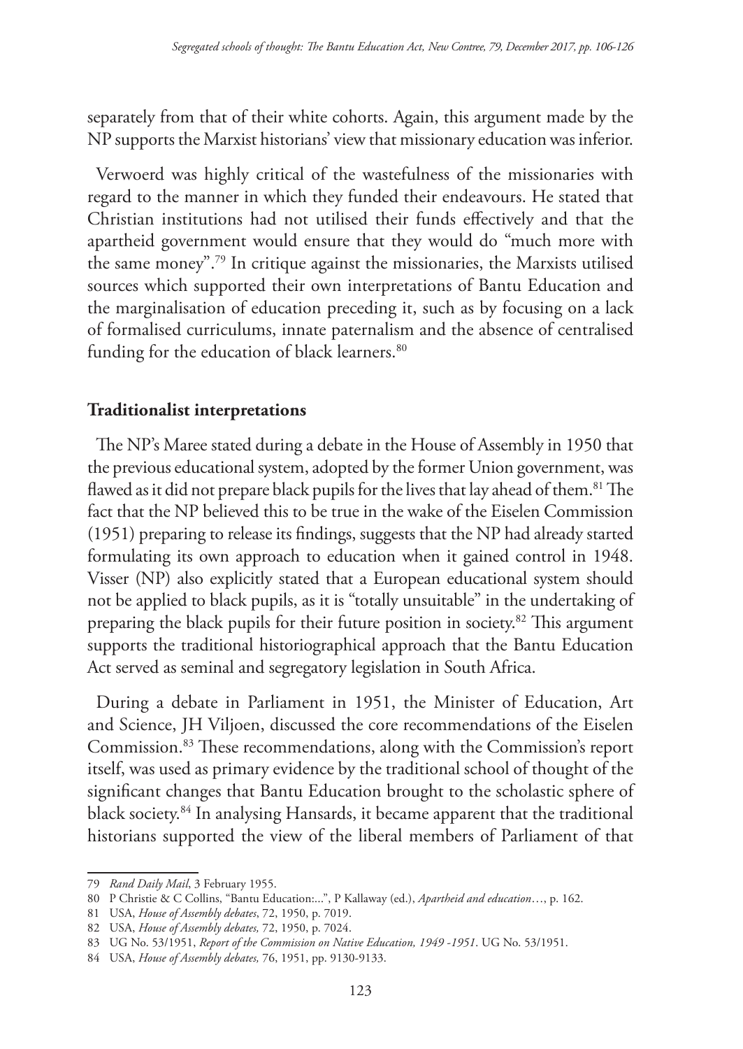separately from that of their white cohorts. Again, this argument made by the NP supports the Marxist historians' view that missionary education was inferior.

Verwoerd was highly critical of the wastefulness of the missionaries with regard to the manner in which they funded their endeavours. He stated that Christian institutions had not utilised their funds effectively and that the apartheid government would ensure that they would do "much more with the same money".[79] In critique against the missionaries, the Marxists utilised sources which supported their own interpretations of Bantu Education and the marginalisation of education preceding it, such as by focusing on a lack of formalised curriculums, innate paternalism and the absence of centralised funding for the education of black learners.[80]

## Traditionalist interpretations

The NP's Maree stated during a debate in the House of Assembly in 1950 that the previous educational system, adopted by the former Union government, was flawed as it did not prepare black pupils for the lives that lay ahead of them.[81] The fact that the NP believed this to be true in the wake of the Eiselen Commission (1951) preparing to release its findings, suggests that the NP had already started formulating its own approach to education when it gained control in 1948. Visser (NP) also explicitly stated that a European educational system should not be applied to black pupils, as it is "totally unsuitable" in the undertaking of preparing the black pupils for their future position in society.[82] This argument supports the traditional historiographical approach that the Bantu Education Act served as seminal and segregatory legislation in South Africa.

During a debate in Parliament in 1951, the Minister of Education, Art and Science, JH Viljoen, discussed the core recommendations of the Eiselen Commission.[83] These recommendations, along with the Commission's report itself, was used as primary evidence by the traditional school of thought of the significant changes that Bantu Education brought to the scholastic sphere of black society.[84] In analysing Hansards, it became apparent that the traditional historians supported the view of the liberal members of Parliament of that

---

79 *Rand Daily Mail*, 3 February 1955.

80 P Christie & C Collins, "Bantu Education:...", P Kallaway (ed.), *Apartheid and education*…, p. 162.

81 USA, *House of Assembly debates*, 72, 1950, p. 7019.

82 USA, *House of Assembly debates,* 72, 1950, p. 7024.

83 UG No. 53/1951, *Report of the Commission on Native Education, 1949 -1951*. UG No. 53/1951.

84 USA, *House of Assembly debates,* 76, 1951, pp. 9130-9133.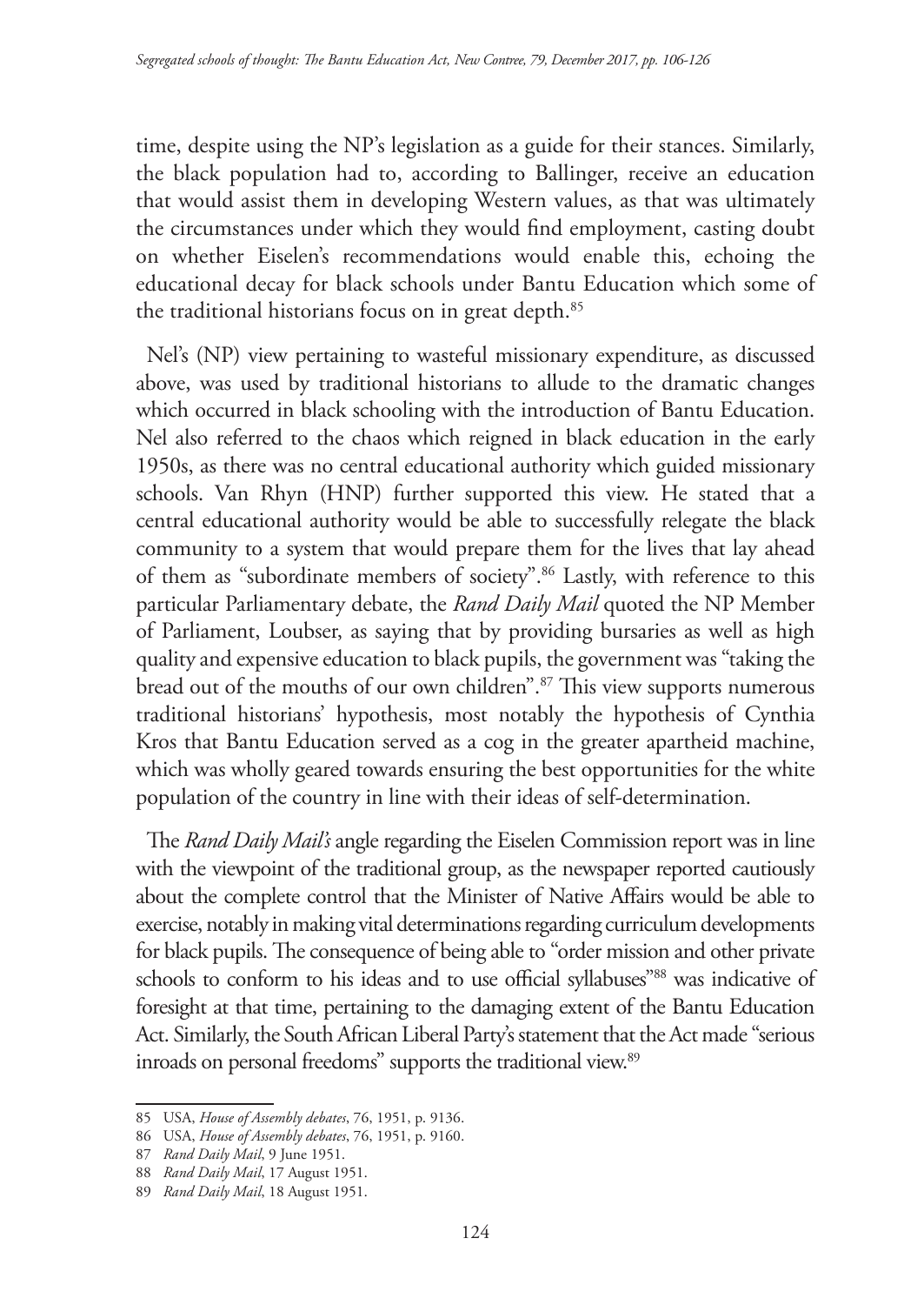time, despite using the NP's legislation as a guide for their stances. Similarly, the black population had to, according to Ballinger, receive an education that would assist them in developing Western values, as that was ultimately the circumstances under which they would find employment, casting doubt on whether Eiselen's recommendations would enable this, echoing the educational decay for black schools under Bantu Education which some of the traditional historians focus on in great depth.[85]

Nel's (NP) view pertaining to wasteful missionary expenditure, as discussed above, was used by traditional historians to allude to the dramatic changes which occurred in black schooling with the introduction of Bantu Education. Nel also referred to the chaos which reigned in black education in the early 1950s, as there was no central educational authority which guided missionary schools. Van Rhyn (HNP) further supported this view. He stated that a central educational authority would be able to successfully relegate the black community to a system that would prepare them for the lives that lay ahead of them as "subordinate members of society".[86] Lastly, with reference to this particular Parliamentary debate, the *Rand Daily Mail* quoted the NP Member of Parliament, Loubser, as saying that by providing bursaries as well as high quality and expensive education to black pupils, the government was "taking the bread out of the mouths of our own children".[87] This view supports numerous traditional historians' hypothesis, most notably the hypothesis of Cynthia Kros that Bantu Education served as a cog in the greater apartheid machine, which was wholly geared towards ensuring the best opportunities for the white population of the country in line with their ideas of self-determination.

The *Rand Daily Mail's* angle regarding the Eiselen Commission report was in line with the viewpoint of the traditional group, as the newspaper reported cautiously about the complete control that the Minister of Native Affairs would be able to exercise, notably in making vital determinations regarding curriculum developments for black pupils. The consequence of being able to "order mission and other private schools to conform to his ideas and to use official syllabuses"[88] was indicative of foresight at that time, pertaining to the damaging extent of the Bantu Education Act. Similarly, the South African Liberal Party's statement that the Act made "serious inroads on personal freedoms" supports the traditional view.[89]

---

85 USA, *House of Assembly debates*, 76, 1951, p. 9136.

86 USA, *House of Assembly debates*, 76, 1951, p. 9160.

87 *Rand Daily Mail*, 9 June 1951.

88 *Rand Daily Mail*, 17 August 1951.

89 *Rand Daily Mail*, 18 August 1951.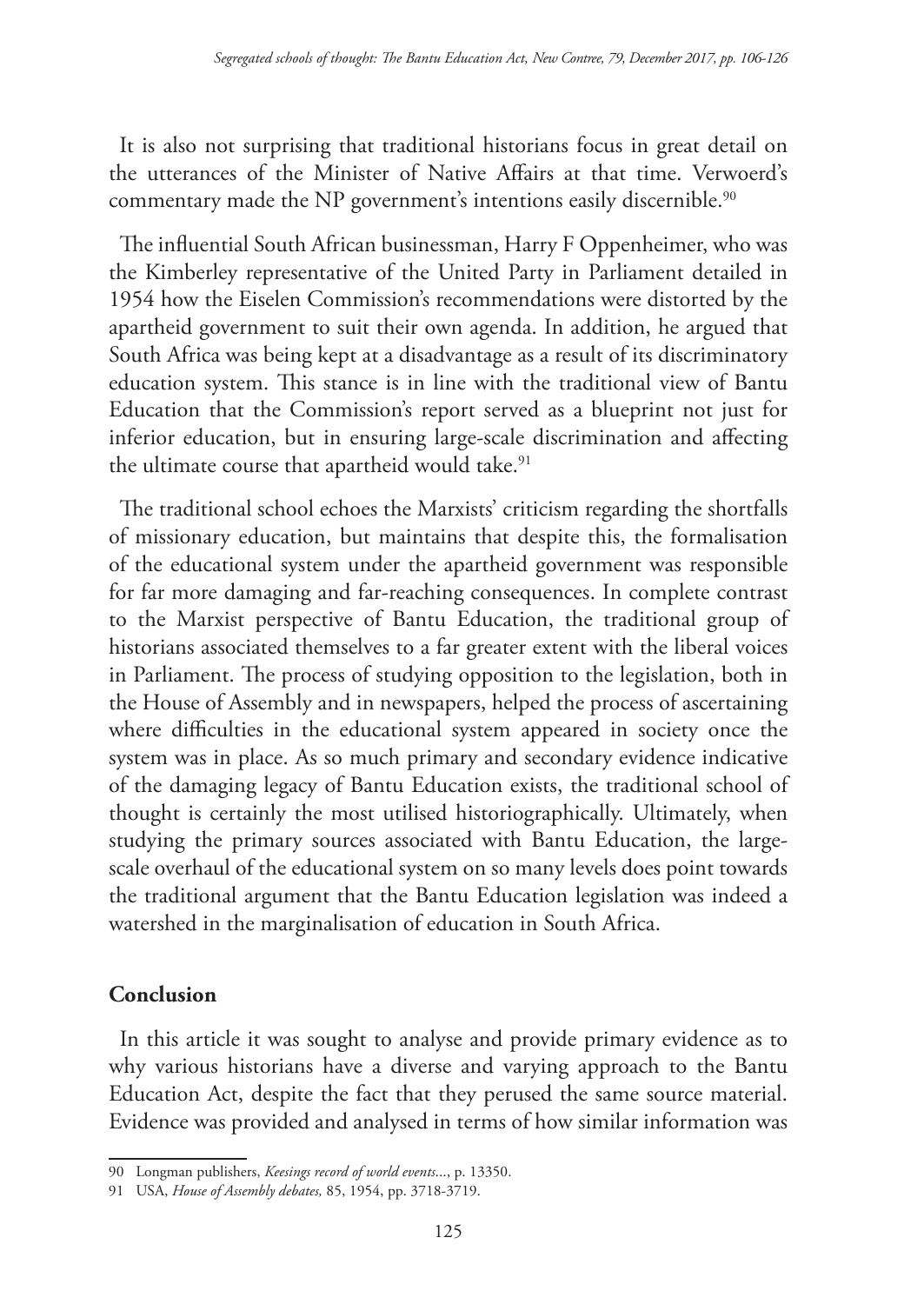It is also not surprising that traditional historians focus in great detail on the utterances of the Minister of Native Affairs at that time. Verwoerd's commentary made the NP government's intentions easily discernible.[90]

The influential South African businessman, Harry F Oppenheimer, who was the Kimberley representative of the United Party in Parliament detailed in 1954 how the Eiselen Commission's recommendations were distorted by the apartheid government to suit their own agenda. In addition, he argued that South Africa was being kept at a disadvantage as a result of its discriminatory education system. This stance is in line with the traditional view of Bantu Education that the Commission's report served as a blueprint not just for inferior education, but in ensuring large-scale discrimination and affecting the ultimate course that apartheid would take.[91]

The traditional school echoes the Marxists' criticism regarding the shortfalls of missionary education, but maintains that despite this, the formalisation of the educational system under the apartheid government was responsible for far more damaging and far-reaching consequences. In complete contrast to the Marxist perspective of Bantu Education, the traditional group of historians associated themselves to a far greater extent with the liberal voices in Parliament. The process of studying opposition to the legislation, both in the House of Assembly and in newspapers, helped the process of ascertaining where difficulties in the educational system appeared in society once the system was in place. As so much primary and secondary evidence indicative of the damaging legacy of Bantu Education exists, the traditional school of thought is certainly the most utilised historiographically. Ultimately, when studying the primary sources associated with Bantu Education, the large-scale overhaul of the educational system on so many levels does point towards the traditional argument that the Bantu Education legislation was indeed a watershed in the marginalisation of education in South Africa.

## Conclusion

In this article it was sought to analyse and provide primary evidence as to why various historians have a diverse and varying approach to the Bantu Education Act, despite the fact that they perused the same source material. Evidence was provided and analysed in terms of how similar information was

---

90 Longman publishers, *Keesings record of world events*..., p. 13350.

91 USA, *House of Assembly debates,* 85, 1954, pp. 3718-3719.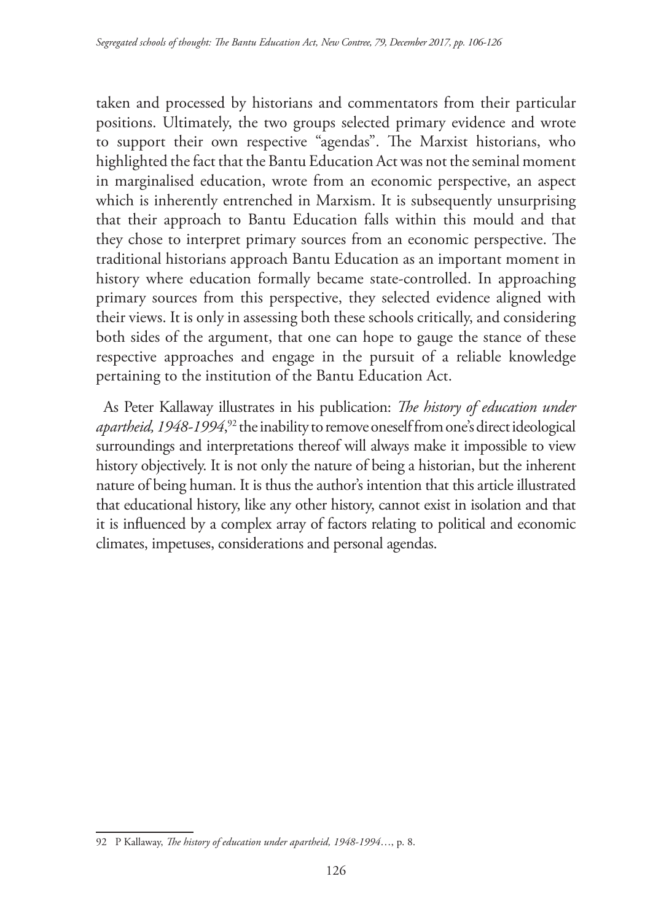taken and processed by historians and commentators from their particular positions. Ultimately, the two groups selected primary evidence and wrote to support their own respective "agendas". The Marxist historians, who highlighted the fact that the Bantu Education Act was not the seminal moment in marginalised education, wrote from an economic perspective, an aspect which is inherently entrenched in Marxism. It is subsequently unsurprising that their approach to Bantu Education falls within this mould and that they chose to interpret primary sources from an economic perspective. The traditional historians approach Bantu Education as an important moment in history where education formally became state-controlled. In approaching primary sources from this perspective, they selected evidence aligned with their views. It is only in assessing both these schools critically, and considering both sides of the argument, that one can hope to gauge the stance of these respective approaches and engage in the pursuit of a reliable knowledge pertaining to the institution of the Bantu Education Act.

As Peter Kallaway illustrates in his publication: *The history of education under apartheid, 1948-1994*,[92] the inability to remove oneself from one's direct ideological surroundings and interpretations thereof will always make it impossible to view history objectively. It is not only the nature of being a historian, but the inherent nature of being human. It is thus the author's intention that this article illustrated that educational history, like any other history, cannot exist in isolation and that it is influenced by a complex array of factors relating to political and economic climates, impetuses, considerations and personal agendas.

---

92 P Kallaway, *The history of education under apartheid, 1948-1994*…, p. 8.